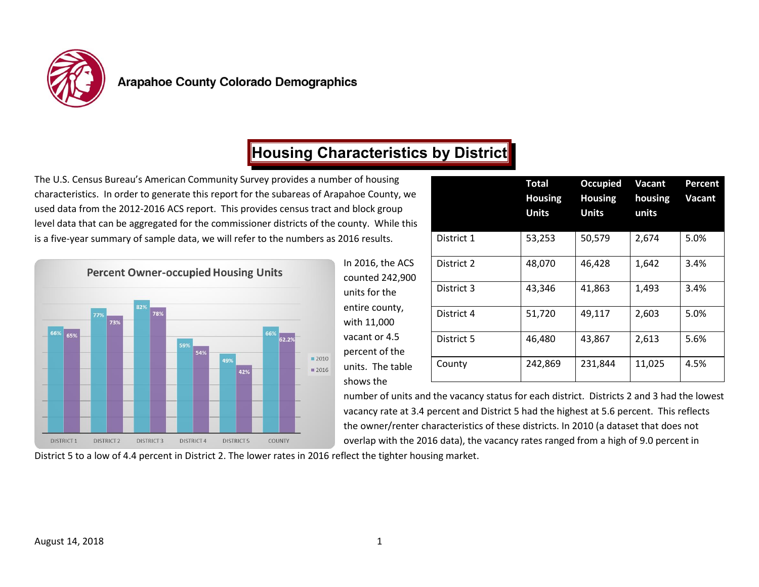Arapahoe County Colorado Demographics

# Housing Characteristics by District

The U.S. Census Bureau's American Community Survey provides a number of housing characteristics. In order to generate this report for the subareas of Arapahoe County, we used data from the 2012-2016 ACS report. This provides census tract and block group level data that can be aggregated for the commissioner districts of the county. While this is a five-year summary of sample data, we will refer to the numbers as 2016 results.

| | Total Housing Units | Occupied Housing Units | Vacant housing units | Percent Vacant |
|---|---|---|---|---|
| District 1 | 53,253 | 50,579 | 2,674 | 5.0% |
| District 2 | 48,070 | 46,428 | 1,642 | 3.4% |
| District 3 | 43,346 | 41,863 | 1,493 | 3.4% |
| District 4 | 51,720 | 49,117 | 2,603 | 5.0% |
| District 5 | 46,480 | 43,867 | 2,613 | 5.6% |
| County | 242,869 | 231,844 | 11,025 | 4.5% |

**Percent Owner-occupied Housing Units**

| | 2010 | 2016 |
|---|---|---|
| DISTRICT 1 | 66% | 65% |
| DISTRICT 2 | 77% | 73% |
| DISTRICT 3 | 82% | 78% |
| DISTRICT 4 | 59% | 54% |
| DISTRICT 5 | 49% | 42% |
| COUNTY | 66% | 62.2% |

In 2016, the ACS counted 242,900 units for the entire county, with 11,000 vacant or 4.5 percent of the units. The table shows the number of units and the vacancy status for each district. Districts 2 and 3 had the lowest vacancy rate at 3.4 percent and District 5 had the highest at 5.6 percent. This reflects the owner/renter characteristics of these districts. In 2010 (a dataset that does not overlap with the 2016 data), the vacancy rates ranged from a high of 9.0 percent in District 5 to a low of 4.4 percent in District 2. The lower rates in 2016 reflect the tighter housing market.

August 14, 2018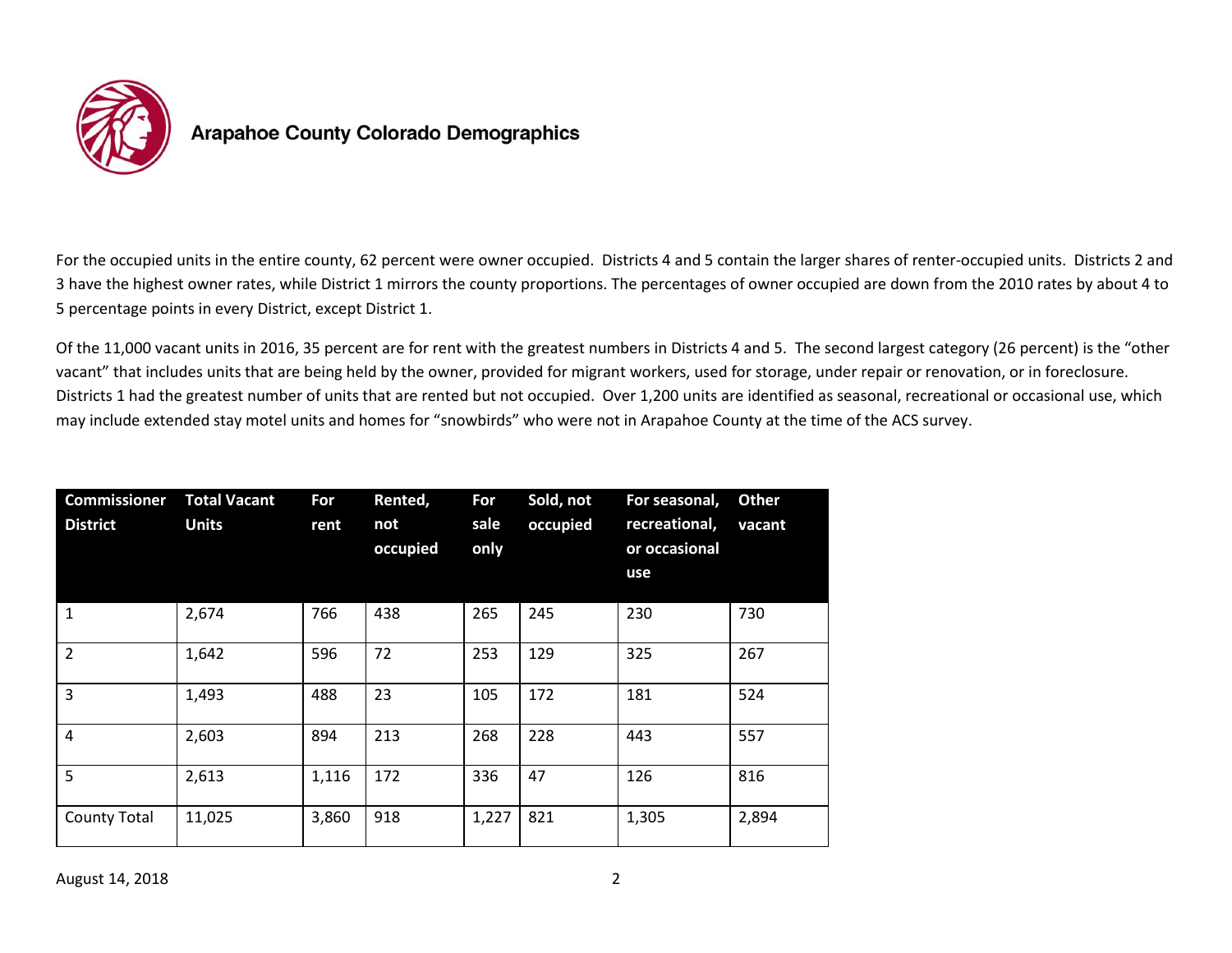# Arapahoe County Colorado Demographics

For the occupied units in the entire county, 62 percent were owner occupied. Districts 4 and 5 contain the larger shares of renter-occupied units. Districts 2 and 3 have the highest owner rates, while District 1 mirrors the county proportions. The percentages of owner occupied are down from the 2010 rates by about 4 to 5 percentage points in every District, except District 1.

Of the 11,000 vacant units in 2016, 35 percent are for rent with the greatest numbers in Districts 4 and 5. The second largest category (26 percent) is the "other vacant" that includes units that are being held by the owner, provided for migrant workers, used for storage, under repair or renovation, or in foreclosure. Districts 1 had the greatest number of units that are rented but not occupied. Over 1,200 units are identified as seasonal, recreational or occasional use, which may include extended stay motel units and homes for "snowbirds" who were not in Arapahoe County at the time of the ACS survey.

| Commissioner District | Total Vacant Units | For rent | Rented, not occupied | For sale only | Sold, not occupied | For seasonal, recreational, or occasional use | Other vacant |
|---|---|---|---|---|---|---|---|
| 1 | 2,674 | 766 | 438 | 265 | 245 | 230 | 730 |
| 2 | 1,642 | 596 | 72 | 253 | 129 | 325 | 267 |
| 3 | 1,493 | 488 | 23 | 105 | 172 | 181 | 524 |
| 4 | 2,603 | 894 | 213 | 268 | 228 | 443 | 557 |
| 5 | 2,613 | 1,116 | 172 | 336 | 47 | 126 | 816 |
| County Total | 11,025 | 3,860 | 918 | 1,227 | 821 | 1,305 | 2,894 |

August 14, 2018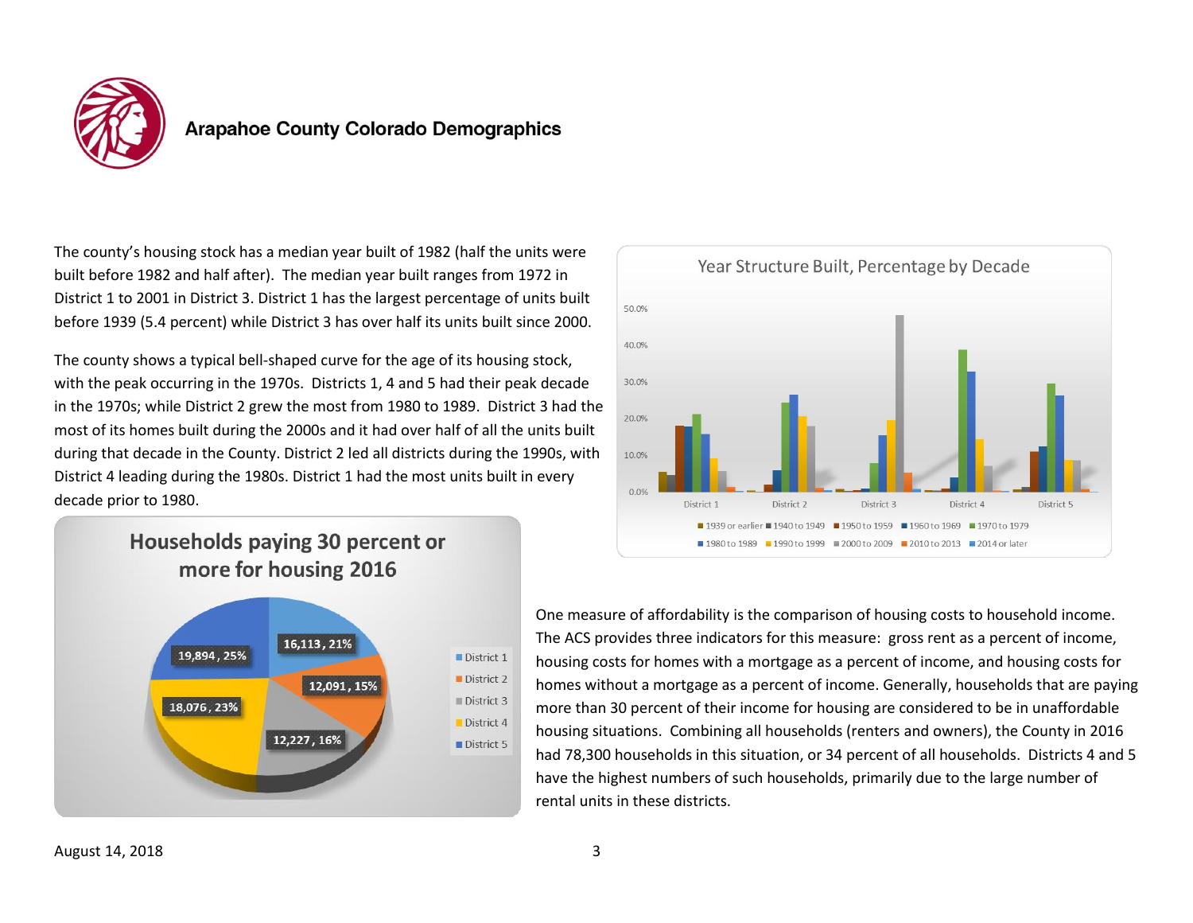## Arapahoe County Colorado Demographics

The county's housing stock has a median year built of 1982 (half the units were built before 1982 and half after). The median year built ranges from 1972 in District 1 to 2001 in District 3. District 1 has the largest percentage of units built before 1939 (5.4 percent) while District 3 has over half its units built since 2000.

The county shows a typical bell-shaped curve for the age of its housing stock, with the peak occurring in the 1970s. Districts 1, 4 and 5 had their peak decade in the 1970s; while District 2 grew the most from 1980 to 1989. District 3 had the most of its homes built during the 2000s and it had over half of all the units built during that decade in the County. District 2 led all districts during the 1990s, with District 4 leading during the 1980s. District 1 had the most units built in every decade prior to 1980.

**Year Structure Built, Percentage by Decade**

**Households paying 30 percent or more for housing 2016**

| District | Households | Percent |
|---|---|---|
| District 1 | 16,113 | 21% |
| District 2 | 12,091 | 15% |
| District 3 | 12,227 | 16% |
| District 4 | 18,076 | 23% |
| District 5 | 19,894 | 25% |

One measure of affordability is the comparison of housing costs to household income. The ACS provides three indicators for this measure: gross rent as a percent of income, housing costs for homes with a mortgage as a percent of income, and housing costs for homes without a mortgage as a percent of income. Generally, households that are paying more than 30 percent of their income for housing are considered to be in unaffordable housing situations. Combining all households (renters and owners), the County in 2016 had 78,300 households in this situation, or 34 percent of all households. Districts 4 and 5 have the highest numbers of such households, primarily due to the large number of rental units in these districts.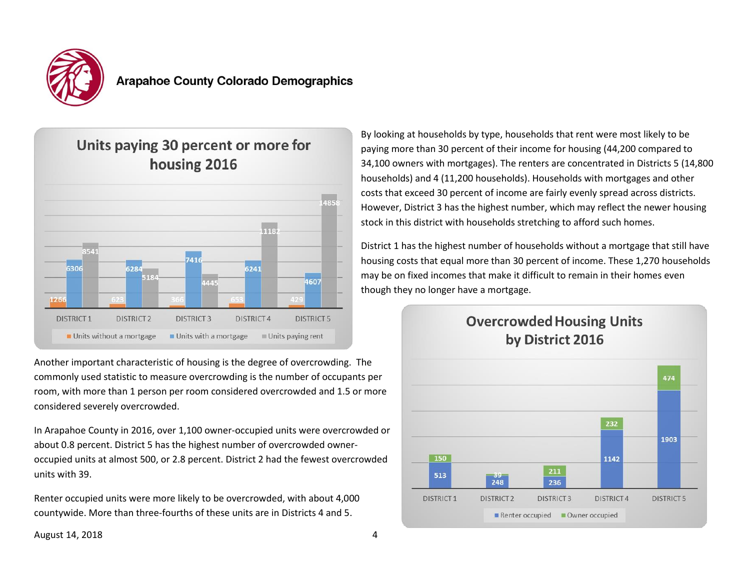## Arapahoe County Colorado Demographics

**Units paying 30 percent or more for housing 2016**

| | Units without a mortgage | Units with a mortgage | Units paying rent |
|---|---|---|---|
| DISTRICT 1 | 1266 | 6306 | 8541 |
| DISTRICT 2 | 623 | 6284 | 5184 |
| DISTRICT 3 | 366 | 7416 | 4445 |
| DISTRICT 4 | 653 | 6241 | 11182 |
| DISTRICT 5 | 429 | 4607 | 14858 |

By looking at households by type, households that rent were most likely to be paying more than 30 percent of their income for housing (44,200 compared to 34,100 owners with mortgages). The renters are concentrated in Districts 5 (14,800 households) and 4 (11,200 households). Households with mortgages and other costs that exceed 30 percent of income are fairly evenly spread across districts. However, District 3 has the highest number, which may reflect the newer housing stock in this district with households stretching to afford such homes.

District 1 has the highest number of households without a mortgage that still have housing costs that equal more than 30 percent of income. These 1,270 households may be on fixed incomes that make it difficult to remain in their homes even though they no longer have a mortgage.

Another important characteristic of housing is the degree of overcrowding. The commonly used statistic to measure overcrowding is the number of occupants per room, with more than 1 person per room considered overcrowded and 1.5 or more considered severely overcrowded.

In Arapahoe County in 2016, over 1,100 owner-occupied units were overcrowded or about 0.8 percent. District 5 has the highest number of overcrowded owner-occupied units at almost 500, or 2.8 percent. District 2 had the fewest overcrowded units with 39.

Renter occupied units were more likely to be overcrowded, with about 4,000 countywide. More than three-fourths of these units are in Districts 4 and 5.

**Overcrowded Housing Units by District 2016**

| | Renter occupied | Owner occupied |
|---|---|---|
| DISTRICT 1 | 513 | 150 |
| DISTRICT 2 | 248 | 39 |
| DISTRICT 3 | 236 | 211 |
| DISTRICT 4 | 1142 | 232 |
| DISTRICT 5 | 1903 | 474 |

August 14, 2018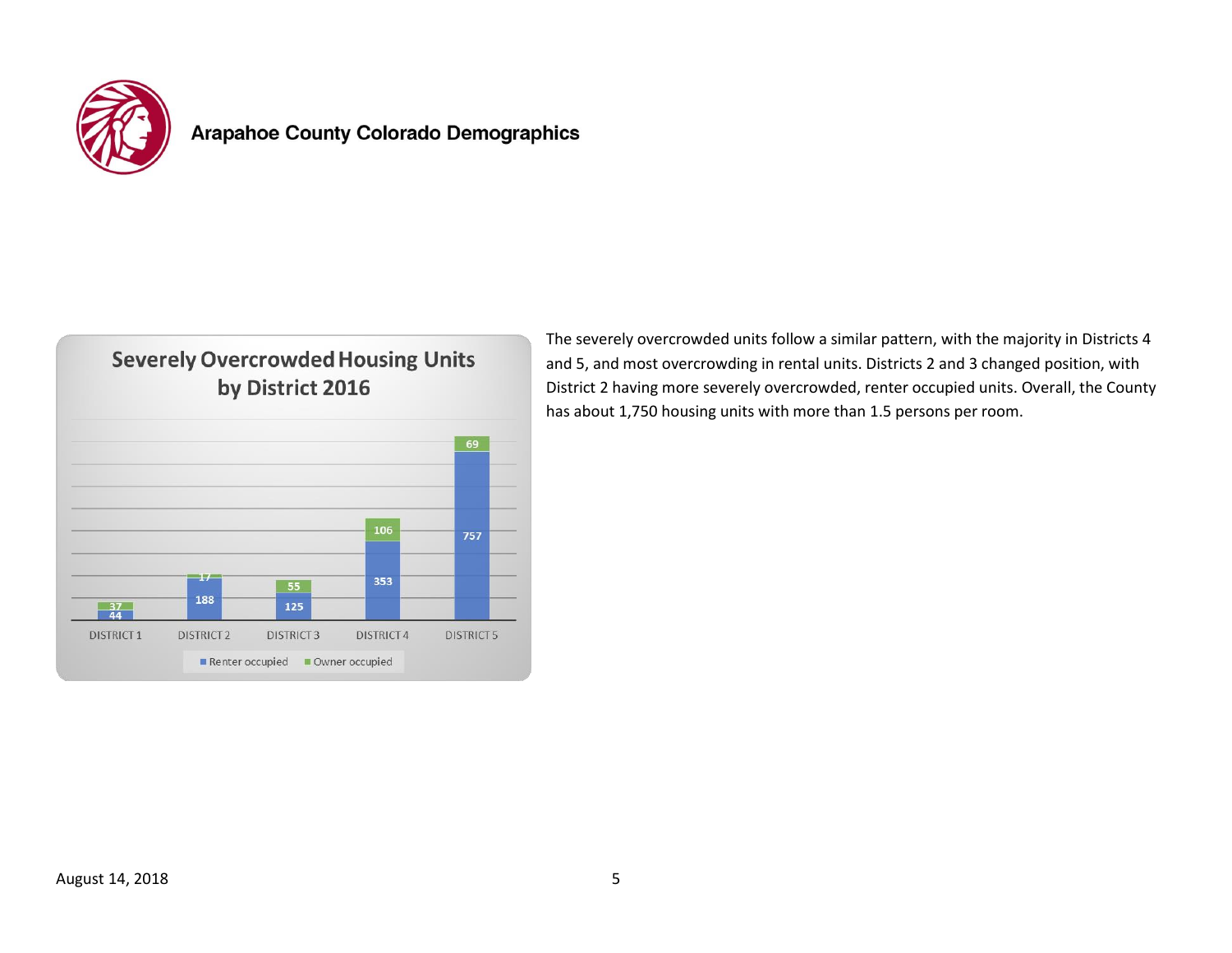# Arapahoe County Colorado Demographics

Severely Overcrowded Housing Units by District 2016

37
44
17
188
55
125
106
353
69
757

DISTRICT 1
DISTRICT 2
DISTRICT 3
DISTRICT 4
DISTRICT 5

Renter occupied
Owner occupied

The severely overcrowded units follow a similar pattern, with the majority in Districts 4 and 5, and most overcrowding in rental units. Districts 2 and 3 changed position, with District 2 having more severely overcrowded, renter occupied units. Overall, the County has about 1,750 housing units with more than 1.5 persons per room.

August 14, 2018